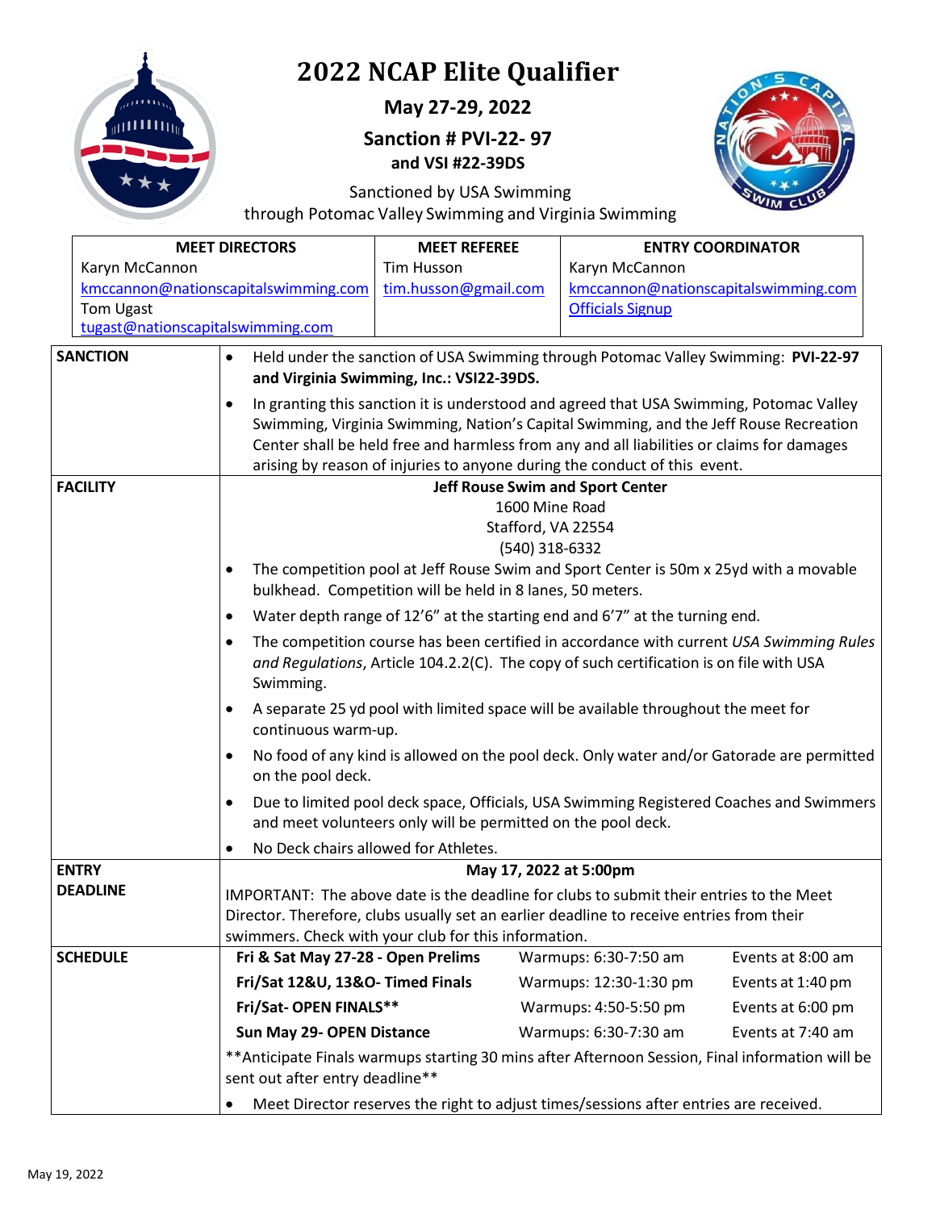# 2022 NCAP Elite Qualifier

**May 27-29, 2022**

**Sanction # PVI-22- 97**
**and VSI #22-39DS**

Sanctioned by USA Swimming
through Potomac Valley Swimming and Virginia Swimming

| MEET DIRECTORS | MEET REFEREE | ENTRY COORDINATOR |
|---|---|---|
| Karyn McCannon<br>kmccannon@nationscapitalswimming.com<br>Tom Ugast<br>tugast@nationscapitalswimming.com | Tim Husson<br>tim.husson@gmail.com | Karyn McCannon<br>kmccannon@nationscapitalswimming.com<br>Officials Signup |

**SANCTION**

- Held under the sanction of USA Swimming through Potomac Valley Swimming: **PVI-22-97 and Virginia Swimming, Inc.: VSI22-39DS.**
- In granting this sanction it is understood and agreed that USA Swimming, Potomac Valley Swimming, Virginia Swimming, Nation's Capital Swimming, and the Jeff Rouse Recreation Center shall be held free and harmless from any and all liabilities or claims for damages arising by reason of injuries to anyone during the conduct of this event.

**FACILITY**

**Jeff Rouse Swim and Sport Center**
1600 Mine Road
Stafford, VA 22554
(540) 318-6332

- The competition pool at Jeff Rouse Swim and Sport Center is 50m x 25yd with a movable bulkhead. Competition will be held in 8 lanes, 50 meters.
- Water depth range of 12'6" at the starting end and 6'7" at the turning end.
- The competition course has been certified in accordance with current *USA Swimming Rules and Regulations*, Article 104.2.2(C). The copy of such certification is on file with USA Swimming.
- A separate 25 yd pool with limited space will be available throughout the meet for continuous warm-up.
- No food of any kind is allowed on the pool deck. Only water and/or Gatorade are permitted on the pool deck.
- Due to limited pool deck space, Officials, USA Swimming Registered Coaches and Swimmers and meet volunteers only will be permitted on the pool deck.
- No Deck chairs allowed for Athletes.

**ENTRY DEADLINE**

**May 17, 2022 at 5:00pm**

IMPORTANT: The above date is the deadline for clubs to submit their entries to the Meet Director. Therefore, clubs usually set an earlier deadline to receive entries from their swimmers. Check with your club for this information.

**SCHEDULE**

| Session | Warmups | Events |
|---|---|---|
| **Fri & Sat May 27-28 - Open Prelims** | Warmups: 6:30-7:50 am | Events at 8:00 am |
| **Fri/Sat 12&U, 13&O- Timed Finals** | Warmups: 12:30-1:30 pm | Events at 1:40 pm |
| **Fri/Sat- OPEN FINALS\*\*** | Warmups: 4:50-5:50 pm | Events at 6:00 pm |
| **Sun May 29- OPEN Distance** | Warmups: 6:30-7:30 am | Events at 7:40 am |

\*\*Anticipate Finals warmups starting 30 mins after Afternoon Session, Final information will be sent out after entry deadline\*\*

- Meet Director reserves the right to adjust times/sessions after entries are received.

May 19, 2022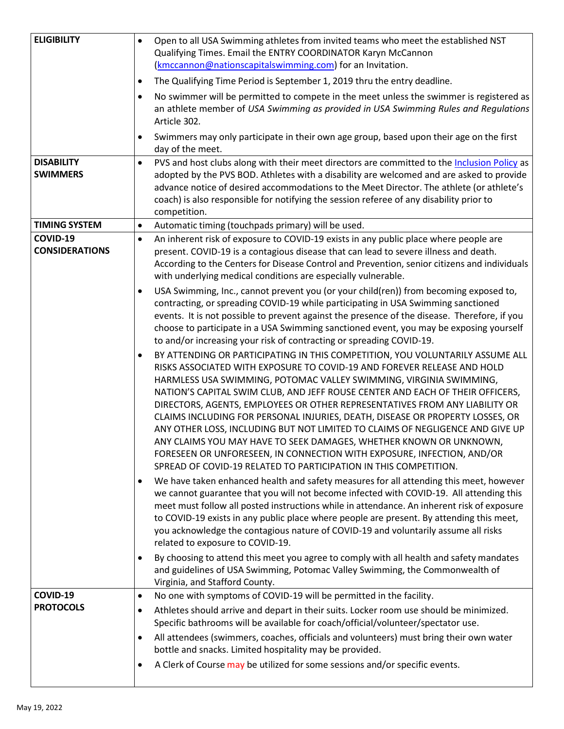| | |
|---|---|
| **ELIGIBILITY** | • Open to all USA Swimming athletes from invited teams who meet the established NST Qualifying Times. Email the ENTRY COORDINATOR Karyn McCannon (kmccannon@nationscapitalswimming.com) for an Invitation.<br>• The Qualifying Time Period is September 1, 2019 thru the entry deadline.<br>• No swimmer will be permitted to compete in the meet unless the swimmer is registered as an athlete member of *USA Swimming as provided in USA Swimming Rules and Regulations* Article 302.<br>• Swimmers may only participate in their own age group, based upon their age on the first day of the meet. |
| **DISABILITY SWIMMERS** | • PVS and host clubs along with their meet directors are committed to the Inclusion Policy as adopted by the PVS BOD. Athletes with a disability are welcomed and are asked to provide advance notice of desired accommodations to the Meet Director. The athlete (or athlete's coach) is also responsible for notifying the session referee of any disability prior to competition. |
| **TIMING SYSTEM** | • Automatic timing (touchpads primary) will be used. |
| **COVID-19 CONSIDERATIONS** | • An inherent risk of exposure to COVID-19 exists in any public place where people are present. COVID-19 is a contagious disease that can lead to severe illness and death. According to the Centers for Disease Control and Prevention, senior citizens and individuals with underlying medical conditions are especially vulnerable.<br>• USA Swimming, Inc., cannot prevent you (or your child(ren)) from becoming exposed to, contracting, or spreading COVID-19 while participating in USA Swimming sanctioned events. It is not possible to prevent against the presence of the disease. Therefore, if you choose to participate in a USA Swimming sanctioned event, you may be exposing yourself to and/or increasing your risk of contracting or spreading COVID-19.<br>• BY ATTENDING OR PARTICIPATING IN THIS COMPETITION, YOU VOLUNTARILY ASSUME ALL RISKS ASSOCIATED WITH EXPOSURE TO COVID-19 AND FOREVER RELEASE AND HOLD HARMLESS USA SWIMMING, POTOMAC VALLEY SWIMMING, VIRGINIA SWIMMING, NATION'S CAPITAL SWIM CLUB, AND JEFF ROUSE CENTER AND EACH OF THEIR OFFICERS, DIRECTORS, AGENTS, EMPLOYEES OR OTHER REPRESENTATIVES FROM ANY LIABILITY OR CLAIMS INCLUDING FOR PERSONAL INJURIES, DEATH, DISEASE OR PROPERTY LOSSES, OR ANY OTHER LOSS, INCLUDING BUT NOT LIMITED TO CLAIMS OF NEGLIGENCE AND GIVE UP ANY CLAIMS YOU MAY HAVE TO SEEK DAMAGES, WHETHER KNOWN OR UNKNOWN, FORESEEN OR UNFORESEEN, IN CONNECTION WITH EXPOSURE, INFECTION, AND/OR SPREAD OF COVID-19 RELATED TO PARTICIPATION IN THIS COMPETITION.<br>• We have taken enhanced health and safety measures for all attending this meet, however we cannot guarantee that you will not become infected with COVID-19. All attending this meet must follow all posted instructions while in attendance. An inherent risk of exposure to COVID-19 exists in any public place where people are present. By attending this meet, you acknowledge the contagious nature of COVID-19 and voluntarily assume all risks related to exposure to COVID-19.<br>• By choosing to attend this meet you agree to comply with all health and safety mandates and guidelines of USA Swimming, Potomac Valley Swimming, the Commonwealth of Virginia, and Stafford County. |
| **COVID-19 PROTOCOLS** | • No one with symptoms of COVID-19 will be permitted in the facility.<br>• Athletes should arrive and depart in their suits. Locker room use should be minimized. Specific bathrooms will be available for coach/official/volunteer/spectator use.<br>• All attendees (swimmers, coaches, officials and volunteers) must bring their own water bottle and snacks. Limited hospitality may be provided.<br>• A Clerk of Course may be utilized for some sessions and/or specific events. |

May 19, 2022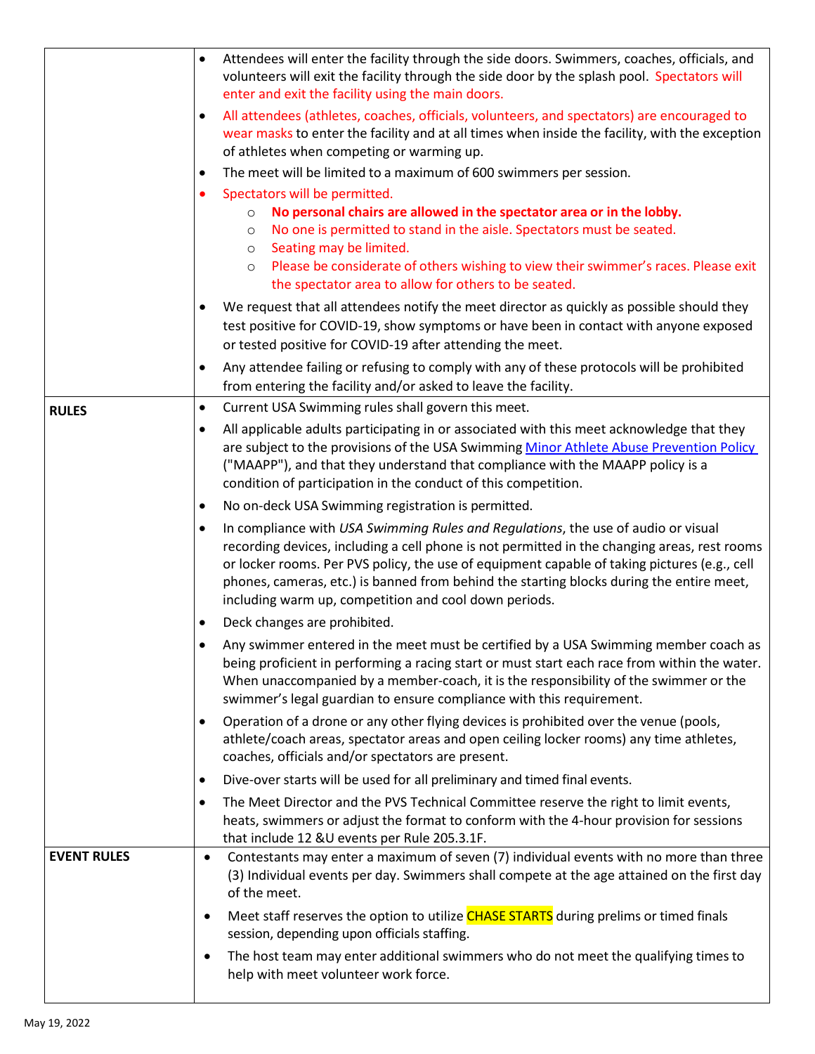| | |
|---|---|
| | • Attendees will enter the facility through the side doors. Swimmers, coaches, officials, and volunteers will exit the facility through the side door by the splash pool. Spectators will enter and exit the facility using the main doors.<br>• All attendees (athletes, coaches, officials, volunteers, and spectators) are encouraged to wear masks to enter the facility and at all times when inside the facility, with the exception of athletes when competing or warming up.<br>• The meet will be limited to a maximum of 600 swimmers per session.<br>• Spectators will be permitted.<br>  ○ **No personal chairs are allowed in the spectator area or in the lobby.**<br>  ○ No one is permitted to stand in the aisle. Spectators must be seated.<br>  ○ Seating may be limited.<br>  ○ Please be considerate of others wishing to view their swimmer's races. Please exit the spectator area to allow for others to be seated.<br>• We request that all attendees notify the meet director as quickly as possible should they test positive for COVID-19, show symptoms or have been in contact with anyone exposed or tested positive for COVID-19 after attending the meet.<br>• Any attendee failing or refusing to comply with any of these protocols will be prohibited from entering the facility and/or asked to leave the facility. |
| **RULES** | • Current USA Swimming rules shall govern this meet.<br>• All applicable adults participating in or associated with this meet acknowledge that they are subject to the provisions of the USA Swimming Minor Athlete Abuse Prevention Policy ("MAAPP"), and that they understand that compliance with the MAAPP policy is a condition of participation in the conduct of this competition.<br>• No on-deck USA Swimming registration is permitted.<br>• In compliance with *USA Swimming Rules and Regulations*, the use of audio or visual recording devices, including a cell phone is not permitted in the changing areas, rest rooms or locker rooms. Per PVS policy, the use of equipment capable of taking pictures (e.g., cell phones, cameras, etc.) is banned from behind the starting blocks during the entire meet, including warm up, competition and cool down periods.<br>• Deck changes are prohibited.<br>• Any swimmer entered in the meet must be certified by a USA Swimming member coach as being proficient in performing a racing start or must start each race from within the water. When unaccompanied by a member-coach, it is the responsibility of the swimmer or the swimmer's legal guardian to ensure compliance with this requirement.<br>• Operation of a drone or any other flying devices is prohibited over the venue (pools, athlete/coach areas, spectator areas and open ceiling locker rooms) any time athletes, coaches, officials and/or spectators are present.<br>• Dive-over starts will be used for all preliminary and timed final events.<br>• The Meet Director and the PVS Technical Committee reserve the right to limit events, heats, swimmers or adjust the format to conform with the 4-hour provision for sessions that include 12 &U events per Rule 205.3.1F. |
| **EVENT RULES** | • Contestants may enter a maximum of seven (7) individual events with no more than three (3) Individual events per day. Swimmers shall compete at the age attained on the first day of the meet.<br>• Meet staff reserves the option to utilize CHASE STARTS during prelims or timed finals session, depending upon officials staffing.<br>• The host team may enter additional swimmers who do not meet the qualifying times to help with meet volunteer work force. |

May 19, 2022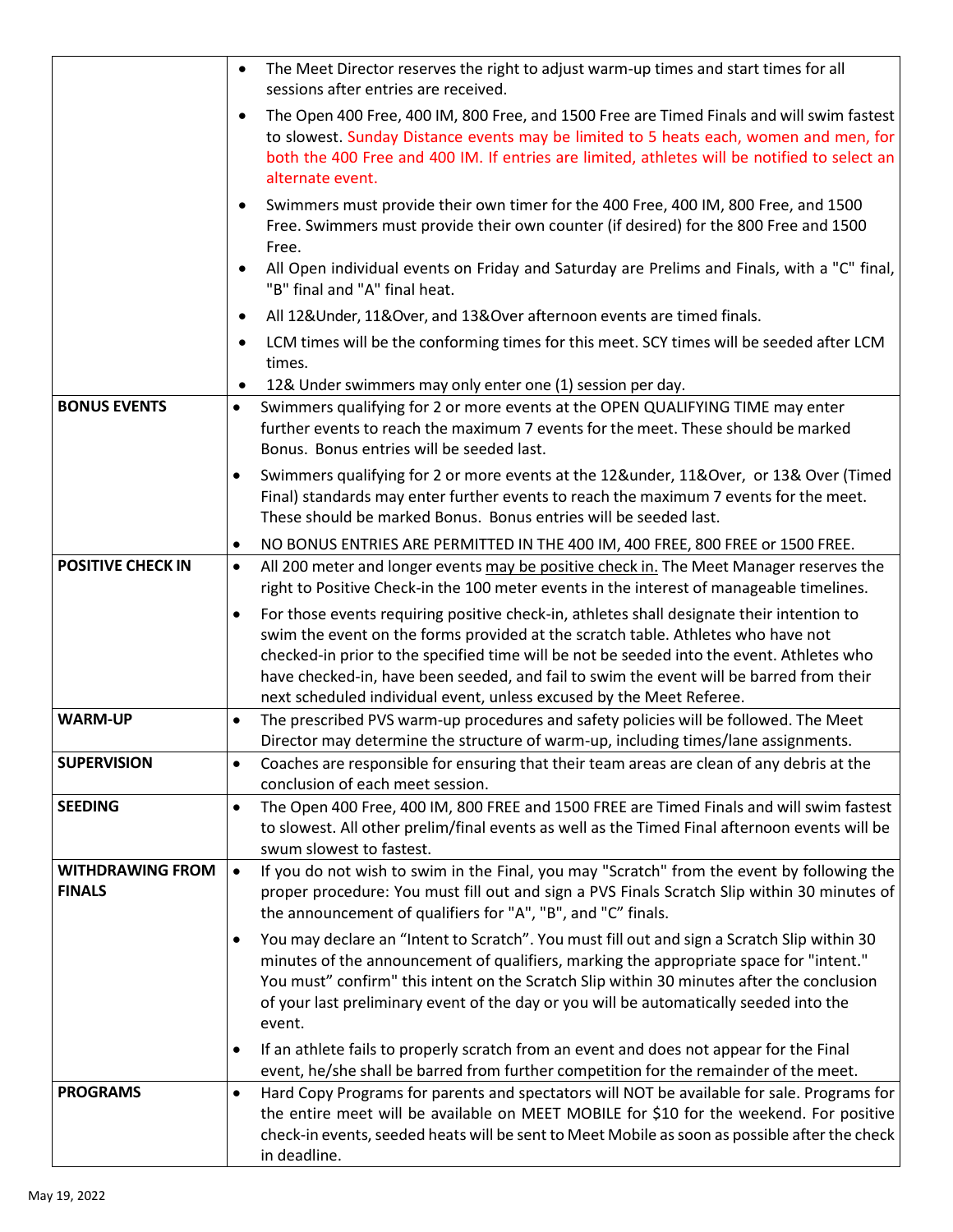| | |
|---|---|
| | • The Meet Director reserves the right to adjust warm-up times and start times for all sessions after entries are received.<br>• The Open 400 Free, 400 IM, 800 Free, and 1500 Free are Timed Finals and will swim fastest to slowest. Sunday Distance events may be limited to 5 heats each, women and men, for both the 400 Free and 400 IM. If entries are limited, athletes will be notified to select an alternate event.<br>• Swimmers must provide their own timer for the 400 Free, 400 IM, 800 Free, and 1500 Free. Swimmers must provide their own counter (if desired) for the 800 Free and 1500 Free.<br>• All Open individual events on Friday and Saturday are Prelims and Finals, with a "C" final, "B" final and "A" final heat.<br>• All 12&Under, 11&Over, and 13&Over afternoon events are timed finals.<br>• LCM times will be the conforming times for this meet. SCY times will be seeded after LCM times.<br>• 12& Under swimmers may only enter one (1) session per day. |
| **BONUS EVENTS** | • Swimmers qualifying for 2 or more events at the OPEN QUALIFYING TIME may enter further events to reach the maximum 7 events for the meet. These should be marked Bonus. Bonus entries will be seeded last.<br>• Swimmers qualifying for 2 or more events at the 12&under, 11&Over, or 13& Over (Timed Final) standards may enter further events to reach the maximum 7 events for the meet. These should be marked Bonus. Bonus entries will be seeded last.<br>• NO BONUS ENTRIES ARE PERMITTED IN THE 400 IM, 400 FREE, 800 FREE or 1500 FREE. |
| **POSITIVE CHECK IN** | • All 200 meter and longer events may be positive check in. The Meet Manager reserves the right to Positive Check-in the 100 meter events in the interest of manageable timelines.<br>• For those events requiring positive check-in, athletes shall designate their intention to swim the event on the forms provided at the scratch table. Athletes who have not checked-in prior to the specified time will be not be seeded into the event. Athletes who have checked-in, have been seeded, and fail to swim the event will be barred from their next scheduled individual event, unless excused by the Meet Referee. |
| **WARM-UP** | • The prescribed PVS warm-up procedures and safety policies will be followed. The Meet Director may determine the structure of warm-up, including times/lane assignments. |
| **SUPERVISION** | • Coaches are responsible for ensuring that their team areas are clean of any debris at the conclusion of each meet session. |
| **SEEDING** | • The Open 400 Free, 400 IM, 800 FREE and 1500 FREE are Timed Finals and will swim fastest to slowest. All other prelim/final events as well as the Timed Final afternoon events will be swum slowest to fastest. |
| **WITHDRAWING FROM FINALS** | • If you do not wish to swim in the Final, you may "Scratch" from the event by following the proper procedure: You must fill out and sign a PVS Finals Scratch Slip within 30 minutes of the announcement of qualifiers for "A", "B", and "C" finals.<br>• You may declare an "Intent to Scratch". You must fill out and sign a Scratch Slip within 30 minutes of the announcement of qualifiers, marking the appropriate space for "intent." You must" confirm" this intent on the Scratch Slip within 30 minutes after the conclusion of your last preliminary event of the day or you will be automatically seeded into the event.<br>• If an athlete fails to properly scratch from an event and does not appear for the Final event, he/she shall be barred from further competition for the remainder of the meet. |
| **PROGRAMS** | • Hard Copy Programs for parents and spectators will NOT be available for sale. Programs for the entire meet will be available on MEET MOBILE for $10 for the weekend. For positive check-in events, seeded heats will be sent to Meet Mobile as soon as possible after the check in deadline. |

May 19, 2022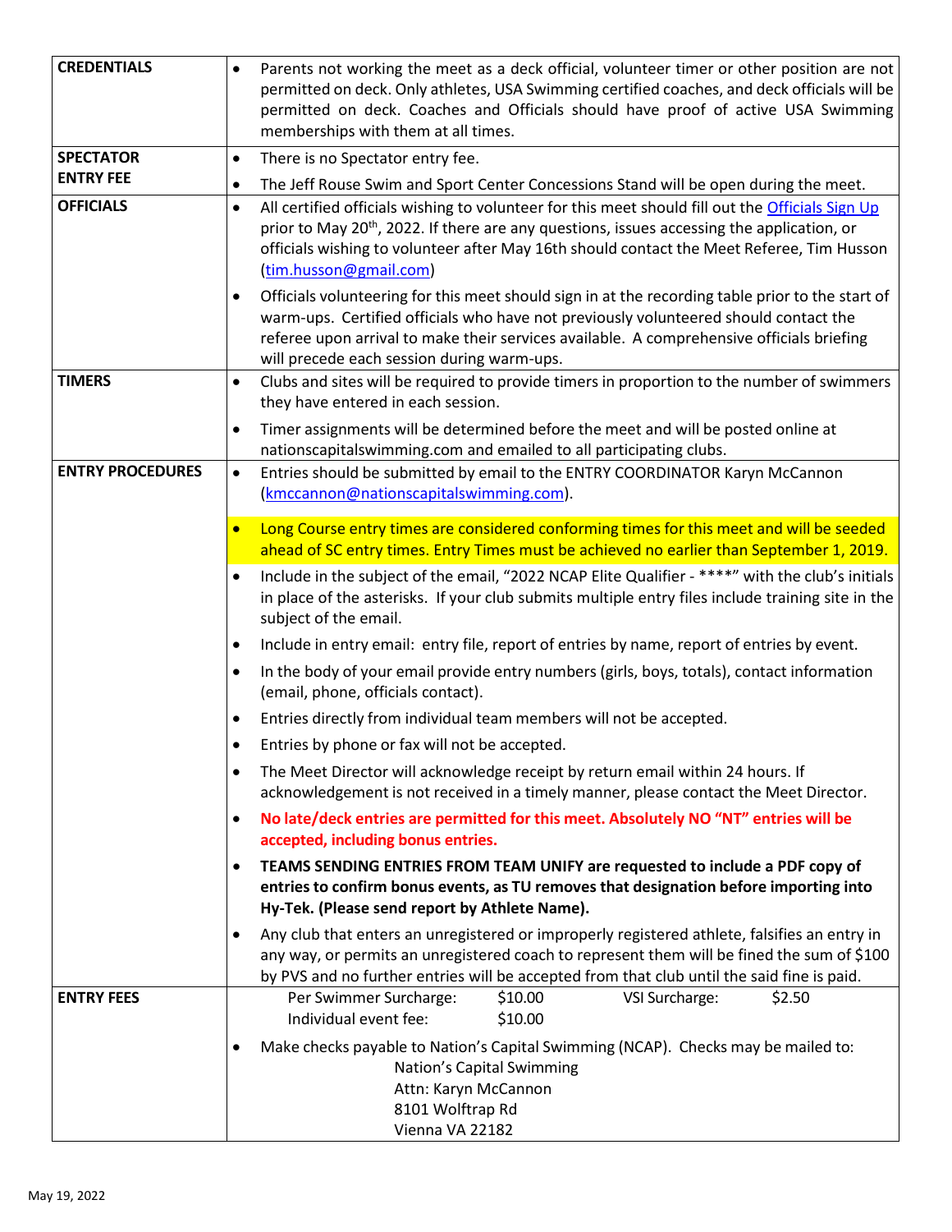| | |
|---|---|
| **CREDENTIALS** | • Parents not working the meet as a deck official, volunteer timer or other position are not permitted on deck. Only athletes, USA Swimming certified coaches, and deck officials will be permitted on deck. Coaches and Officials should have proof of active USA Swimming memberships with them at all times. |
| **SPECTATOR ENTRY FEE** | • There is no Spectator entry fee.<br>• The Jeff Rouse Swim and Sport Center Concessions Stand will be open during the meet. |
| **OFFICIALS** | • All certified officials wishing to volunteer for this meet should fill out the [Officials Sign Up]() prior to May 20th, 2022. If there are any questions, issues accessing the application, or officials wishing to volunteer after May 16th should contact the Meet Referee, Tim Husson ([tim.husson@gmail.com](mailto:tim.husson@gmail.com))<br>• Officials volunteering for this meet should sign in at the recording table prior to the start of warm-ups. Certified officials who have not previously volunteered should contact the referee upon arrival to make their services available. A comprehensive officials briefing will precede each session during warm-ups. |
| **TIMERS** | • Clubs and sites will be required to provide timers in proportion to the number of swimmers they have entered in each session.<br>• Timer assignments will be determined before the meet and will be posted online at nationscapitalswimming.com and emailed to all participating clubs. |
| **ENTRY PROCEDURES** | • Entries should be submitted by email to the ENTRY COORDINATOR Karyn McCannon ([kmccannon@nationscapitalswimming.com](mailto:kmccannon@nationscapitalswimming.com)).<br>• Long Course entry times are considered conforming times for this meet and will be seeded ahead of SC entry times. Entry Times must be achieved no earlier than September 1, 2019.<br>• Include in the subject of the email, "2022 NCAP Elite Qualifier - ****" with the club's initials in place of the asterisks. If your club submits multiple entry files include training site in the subject of the email.<br>• Include in entry email: entry file, report of entries by name, report of entries by event.<br>• In the body of your email provide entry numbers (girls, boys, totals), contact information (email, phone, officials contact).<br>• Entries directly from individual team members will not be accepted.<br>• Entries by phone or fax will not be accepted.<br>• The Meet Director will acknowledge receipt by return email within 24 hours. If acknowledgement is not received in a timely manner, please contact the Meet Director.<br>• **No late/deck entries are permitted for this meet. Absolutely NO "NT" entries will be accepted, including bonus entries.**<br>• **TEAMS SENDING ENTRIES FROM TEAM UNIFY are requested to include a PDF copy of entries to confirm bonus events, as TU removes that designation before importing into Hy-Tek. (Please send report by Athlete Name).**<br>• Any club that enters an unregistered or improperly registered athlete, falsifies an entry in any way, or permits an unregistered coach to represent them will be fined the sum of $100 by PVS and no further entries will be accepted from that club until the said fine is paid. |
| **ENTRY FEES** | Per Swimmer Surcharge: $10.00 VSI Surcharge: $2.50<br>Individual event fee: $10.00<br>• Make checks payable to Nation's Capital Swimming (NCAP). Checks may be mailed to:<br>Nation's Capital Swimming<br>Attn: Karyn McCannon<br>8101 Wolftrap Rd<br>Vienna VA 22182 |

May 19, 2022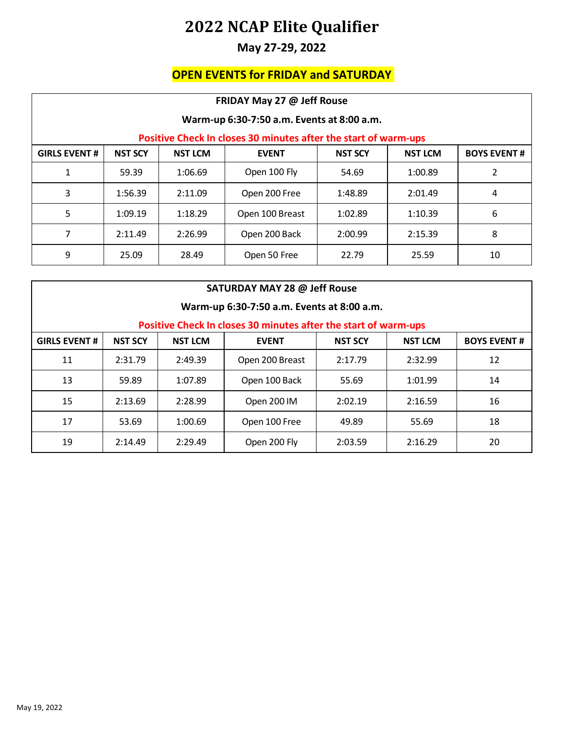# 2022 NCAP Elite Qualifier

## May 27-29, 2022

### OPEN EVENTS for FRIDAY and SATURDAY

**FRIDAY May 27 @ Jeff Rouse**

**Warm-up 6:30-7:50 a.m. Events at 8:00 a.m.**

**Positive Check In closes 30 minutes after the start of warm-ups**

| GIRLS EVENT # | NST SCY | NST LCM | EVENT | NST SCY | NST LCM | BOYS EVENT # |
|---|---|---|---|---|---|---|
| 1 | 59.39 | 1:06.69 | Open 100 Fly | 54.69 | 1:00.89 | 2 |
| 3 | 1:56.39 | 2:11.09 | Open 200 Free | 1:48.89 | 2:01.49 | 4 |
| 5 | 1:09.19 | 1:18.29 | Open 100 Breast | 1:02.89 | 1:10.39 | 6 |
| 7 | 2:11.49 | 2:26.99 | Open 200 Back | 2:00.99 | 2:15.39 | 8 |
| 9 | 25.09 | 28.49 | Open 50 Free | 22.79 | 25.59 | 10 |

**SATURDAY MAY 28 @ Jeff Rouse**

**Warm-up 6:30-7:50 a.m. Events at 8:00 a.m.**

**Positive Check In closes 30 minutes after the start of warm-ups**

| GIRLS EVENT # | NST SCY | NST LCM | EVENT | NST SCY | NST LCM | BOYS EVENT # |
|---|---|---|---|---|---|---|
| 11 | 2:31.79 | 2:49.39 | Open 200 Breast | 2:17.79 | 2:32.99 | 12 |
| 13 | 59.89 | 1:07.89 | Open 100 Back | 55.69 | 1:01.99 | 14 |
| 15 | 2:13.69 | 2:28.99 | Open 200 IM | 2:02.19 | 2:16.59 | 16 |
| 17 | 53.69 | 1:00.69 | Open 100 Free | 49.89 | 55.69 | 18 |
| 19 | 2:14.49 | 2:29.49 | Open 200 Fly | 2:03.59 | 2:16.29 | 20 |

May 19, 2022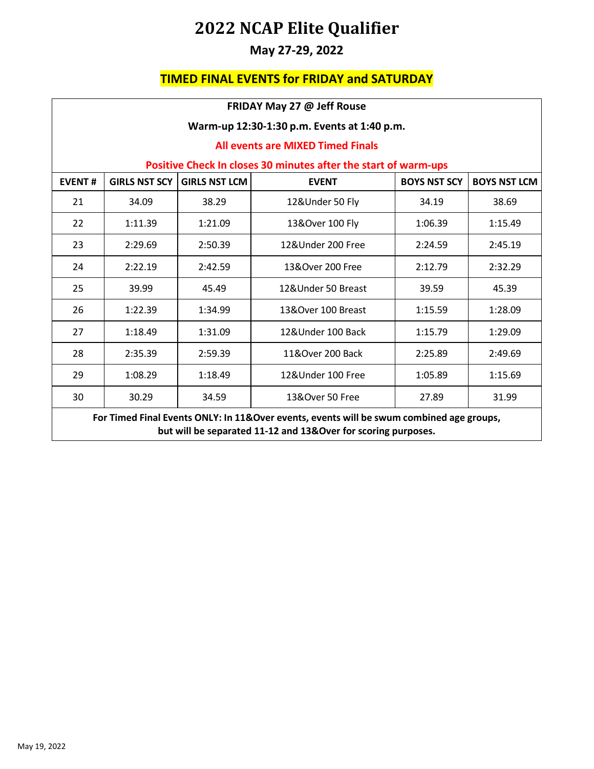# 2022 NCAP Elite Qualifier

## May 27-29, 2022

## TIMED FINAL EVENTS for FRIDAY and SATURDAY

**FRIDAY May 27 @ Jeff Rouse**

**Warm-up 12:30-1:30 p.m. Events at 1:40 p.m.**

**All events are MIXED Timed Finals**

**Positive Check In closes 30 minutes after the start of warm-ups**

| EVENT # | GIRLS NST SCY | GIRLS NST LCM | EVENT | BOYS NST SCY | BOYS NST LCM |
|---|---|---|---|---|---|
| 21 | 34.09 | 38.29 | 12&Under 50 Fly | 34.19 | 38.69 |
| 22 | 1:11.39 | 1:21.09 | 13&Over 100 Fly | 1:06.39 | 1:15.49 |
| 23 | 2:29.69 | 2:50.39 | 12&Under 200 Free | 2:24.59 | 2:45.19 |
| 24 | 2:22.19 | 2:42.59 | 13&Over 200 Free | 2:12.79 | 2:32.29 |
| 25 | 39.99 | 45.49 | 12&Under 50 Breast | 39.59 | 45.39 |
| 26 | 1:22.39 | 1:34.99 | 13&Over 100 Breast | 1:15.59 | 1:28.09 |
| 27 | 1:18.49 | 1:31.09 | 12&Under 100 Back | 1:15.79 | 1:29.09 |
| 28 | 2:35.39 | 2:59.39 | 11&Over 200 Back | 2:25.89 | 2:49.69 |
| 29 | 1:08.29 | 1:18.49 | 12&Under 100 Free | 1:05.89 | 1:15.69 |
| 30 | 30.29 | 34.59 | 13&Over 50 Free | 27.89 | 31.99 |

**For Timed Final Events ONLY: In 11&Over events, events will be swum combined age groups, but will be separated 11-12 and 13&Over for scoring purposes.**

May 19, 2022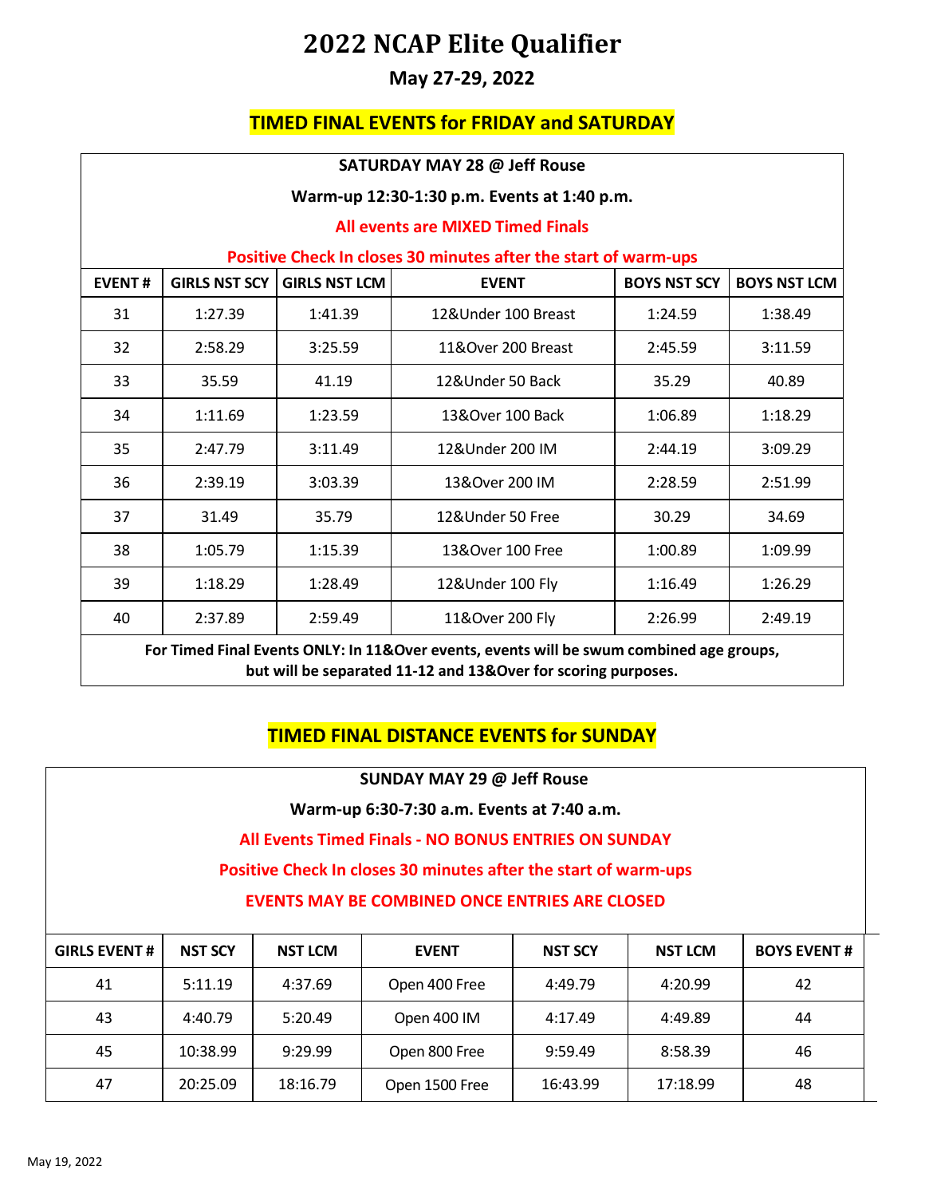# 2022 NCAP Elite Qualifier

**May 27-29, 2022**

## TIMED FINAL EVENTS for FRIDAY and SATURDAY

**SATURDAY MAY 28 @ Jeff Rouse**

**Warm-up 12:30-1:30 p.m. Events at 1:40 p.m.**

**All events are MIXED Timed Finals**

**Positive Check In closes 30 minutes after the start of warm-ups**

| EVENT # | GIRLS NST SCY | GIRLS NST LCM | EVENT | BOYS NST SCY | BOYS NST LCM |
|---|---|---|---|---|---|
| 31 | 1:27.39 | 1:41.39 | 12&Under 100 Breast | 1:24.59 | 1:38.49 |
| 32 | 2:58.29 | 3:25.59 | 11&Over 200 Breast | 2:45.59 | 3:11.59 |
| 33 | 35.59 | 41.19 | 12&Under 50 Back | 35.29 | 40.89 |
| 34 | 1:11.69 | 1:23.59 | 13&Over 100 Back | 1:06.89 | 1:18.29 |
| 35 | 2:47.79 | 3:11.49 | 12&Under 200 IM | 2:44.19 | 3:09.29 |
| 36 | 2:39.19 | 3:03.39 | 13&Over 200 IM | 2:28.59 | 2:51.99 |
| 37 | 31.49 | 35.79 | 12&Under 50 Free | 30.29 | 34.69 |
| 38 | 1:05.79 | 1:15.39 | 13&Over 100 Free | 1:00.89 | 1:09.99 |
| 39 | 1:18.29 | 1:28.49 | 12&Under 100 Fly | 1:16.49 | 1:26.29 |
| 40 | 2:37.89 | 2:59.49 | 11&Over 200 Fly | 2:26.99 | 2:49.19 |

**For Timed Final Events ONLY: In 11&Over events, events will be swum combined age groups, but will be separated 11-12 and 13&Over for scoring purposes.**

## TIMED FINAL DISTANCE EVENTS for SUNDAY

**SUNDAY MAY 29 @ Jeff Rouse**

**Warm-up 6:30-7:30 a.m. Events at 7:40 a.m.**

**All Events Timed Finals - NO BONUS ENTRIES ON SUNDAY**

**Positive Check In closes 30 minutes after the start of warm-ups**

**EVENTS MAY BE COMBINED ONCE ENTRIES ARE CLOSED**

| GIRLS EVENT # | NST SCY | NST LCM | EVENT | NST SCY | NST LCM | BOYS EVENT # |
|---|---|---|---|---|---|---|
| 41 | 5:11.19 | 4:37.69 | Open 400 Free | 4:49.79 | 4:20.99 | 42 |
| 43 | 4:40.79 | 5:20.49 | Open 400 IM | 4:17.49 | 4:49.89 | 44 |
| 45 | 10:38.99 | 9:29.99 | Open 800 Free | 9:59.49 | 8:58.39 | 46 |
| 47 | 20:25.09 | 18:16.79 | Open 1500 Free | 16:43.99 | 17:18.99 | 48 |

May 19, 2022